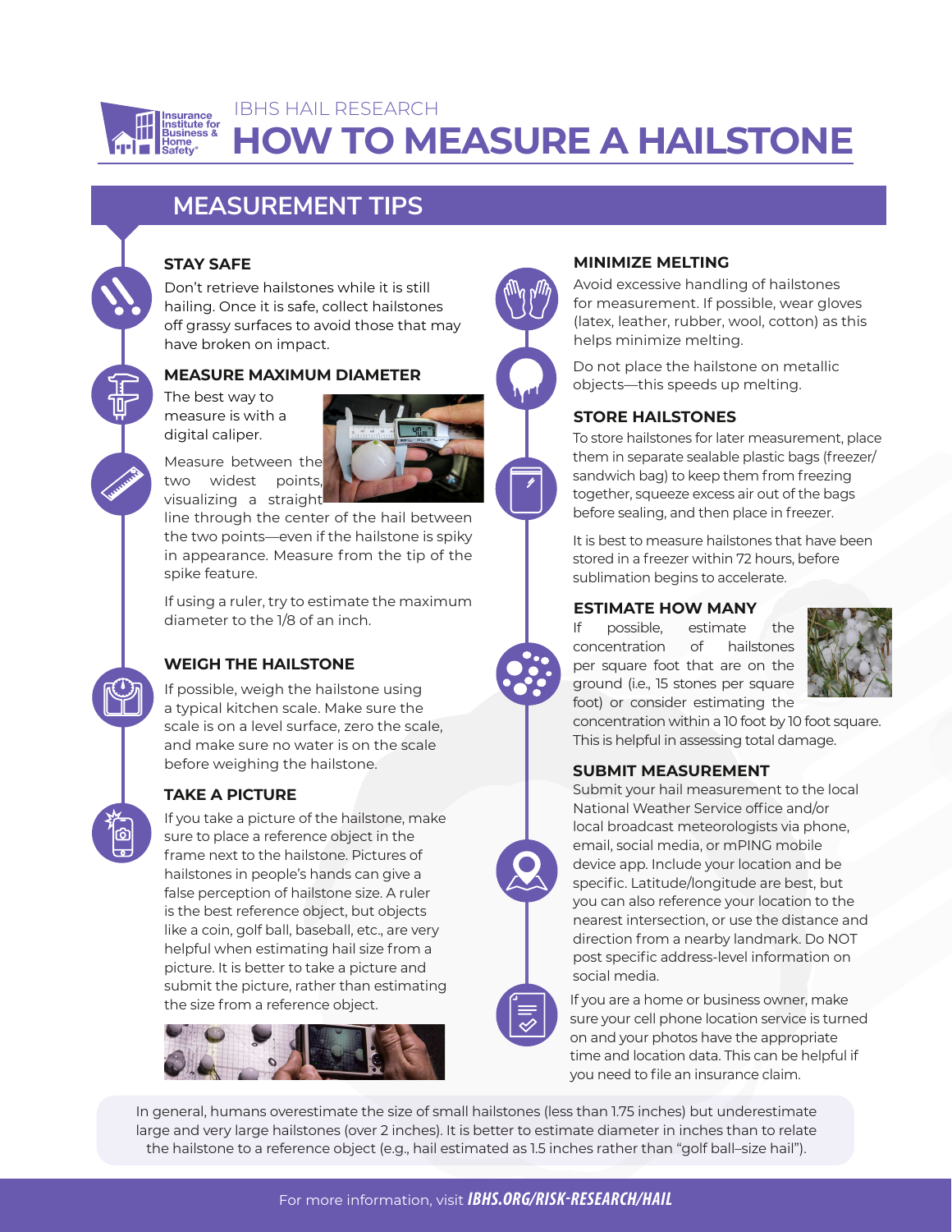IBHS HAIL RESEARCH

# HOW TO MEASURE A HAILSTONE

## MEASUREMENT TIPS

### STAY SAFE

Don't retrieve hailstones while it is still hailing. Once it is safe, collect hailstones off grassy surfaces to avoid those that may have broken on impact.

### MEASURE MAXIMUM DIAMETER

The best way to measure is with a digital caliper.

Measure between the two widest points, visualizing a straight line through the center of the hail between the two points—even if the hailstone is spiky in appearance. Measure from the tip of the spike feature.

If using a ruler, try to estimate the maximum diameter to the 1/8 of an inch.

### WEIGH THE HAILSTONE

If possible, weigh the hailstone using a typical kitchen scale. Make sure the scale is on a level surface, zero the scale, and make sure no water is on the scale before weighing the hailstone.

### TAKE A PICTURE

If you take a picture of the hailstone, make sure to place a reference object in the frame next to the hailstone. Pictures of hailstones in people's hands can give a false perception of hailstone size. A ruler is the best reference object, but objects like a coin, golf ball, baseball, etc., are very helpful when estimating hail size from a picture. It is better to take a picture and submit the picture, rather than estimating the size from a reference object.

### MINIMIZE MELTING

Avoid excessive handling of hailstones for measurement. If possible, wear gloves (latex, leather, rubber, wool, cotton) as this helps minimize melting.

Do not place the hailstone on metallic objects—this speeds up melting.

### STORE HAILSTONES

To store hailstones for later measurement, place them in separate sealable plastic bags (freezer/sandwich bag) to keep them from freezing together, squeeze excess air out of the bags before sealing, and then place in freezer.

It is best to measure hailstones that have been stored in a freezer within 72 hours, before sublimation begins to accelerate.

### ESTIMATE HOW MANY

If possible, estimate the concentration of hailstones per square foot that are on the ground (i.e., 15 stones per square foot) or consider estimating the concentration within a 10 foot by 10 foot square. This is helpful in assessing total damage.

### SUBMIT MEASUREMENT

Submit your hail measurement to the local National Weather Service office and/or local broadcast meteorologists via phone, email, social media, or mPING mobile device app. Include your location and be specific. Latitude/longitude are best, but you can also reference your location to the nearest intersection, or use the distance and direction from a nearby landmark. Do NOT post specific address-level information on social media.

If you are a home or business owner, make sure your cell phone location service is turned on and your photos have the appropriate time and location data. This can be helpful if you need to file an insurance claim.

In general, humans overestimate the size of small hailstones (less than 1.75 inches) but underestimate large and very large hailstones (over 2 inches). It is better to estimate diameter in inches than to relate the hailstone to a reference object (e.g., hail estimated as 1.5 inches rather than "golf ball–size hail").

For more information, visit ***IBHS.ORG/RISK-RESEARCH/HAIL***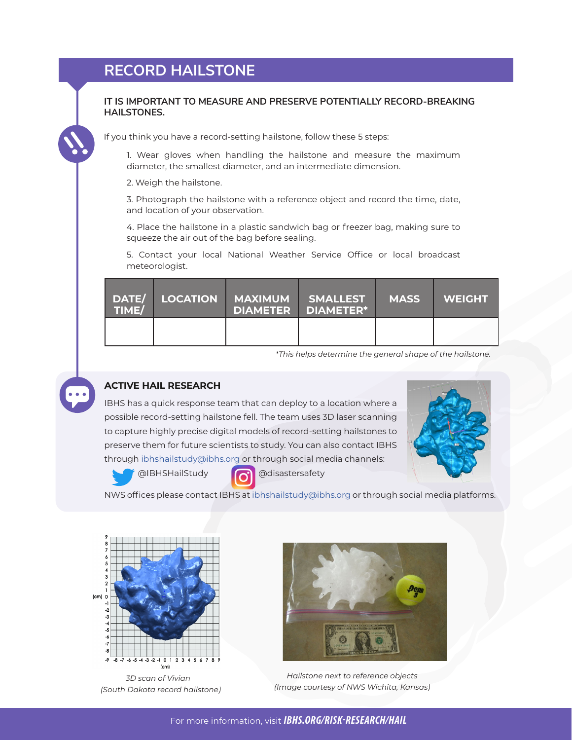## RECORD HAILSTONE

**IT IS IMPORTANT TO MEASURE AND PRESERVE POTENTIALLY RECORD-BREAKING HAILSTONES.**

If you think you have a record-setting hailstone, follow these 5 steps:

1. Wear gloves when handling the hailstone and measure the maximum diameter, the smallest diameter, and an intermediate dimension.
2. Weigh the hailstone.
3. Photograph the hailstone with a reference object and record the time, date, and location of your observation.
4. Place the hailstone in a plastic sandwich bag or freezer bag, making sure to squeeze the air out of the bag before sealing.
5. Contact your local National Weather Service Office or local broadcast meteorologist.

| DATE/ TIME/ | LOCATION | MAXIMUM DIAMETER | SMALLEST DIAMETER* | MASS | WEIGHT |
|---|---|---|---|---|---|
| | | | | | |

*\*This helps determine the general shape of the hailstone.*

### ACTIVE HAIL RESEARCH

IBHS has a quick response team that can deploy to a location where a possible record-setting hailstone fell. The team uses 3D laser scanning to capture highly precise digital models of record-setting hailstones to preserve them for future scientists to study. You can also contact IBHS through ibhshailstudy@ibhs.org or through social media channels:

@IBHSHailStudy @disastersafety

NWS offices please contact IBHS at ibhshailstudy@ibhs.org or through social media platforms.

*3D scan of Vivian (South Dakota record hailstone)*

*Hailstone next to reference objects (Image courtesy of NWS Wichita, Kansas)*

For more information, visit ***IBHS.ORG/RISK-RESEARCH/HAIL***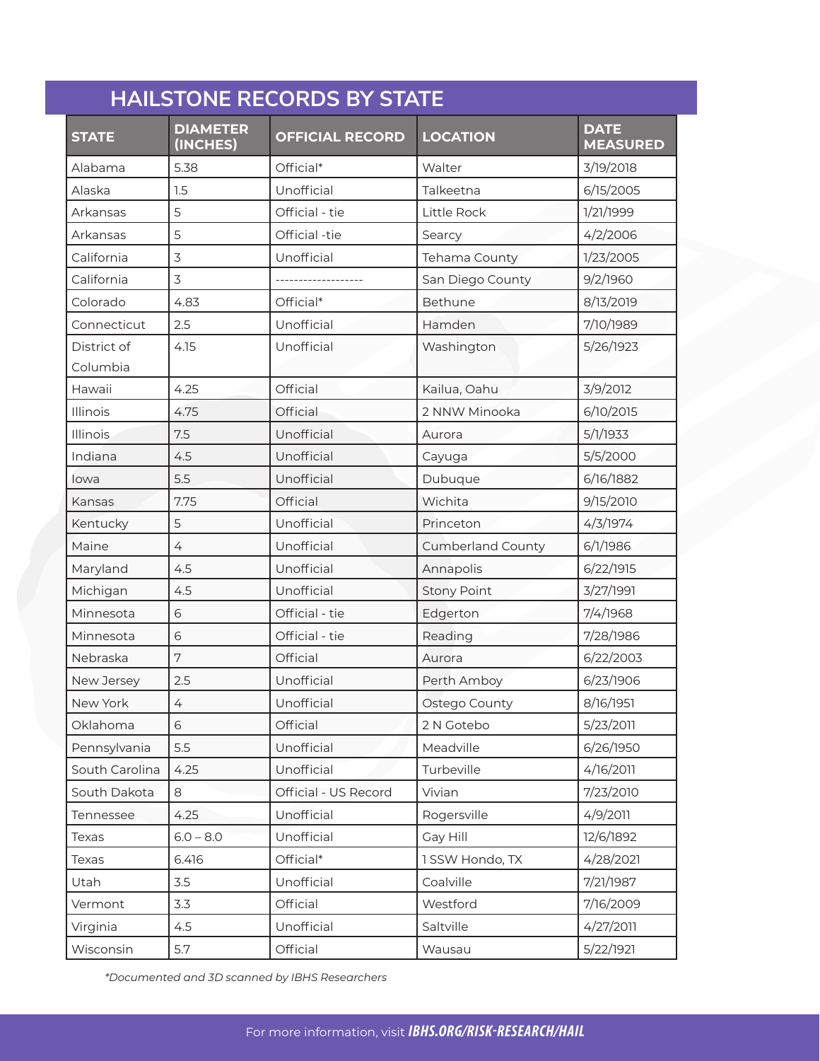# HAILSTONE RECORDS BY STATE

| STATE | DIAMETER (INCHES) | OFFICIAL RECORD | LOCATION | DATE MEASURED |
|---|---|---|---|---|
| Alabama | 5.38 | Official* | Walter | 3/19/2018 |
| Alaska | 1.5 | Unofficial | Talkeetna | 6/15/2005 |
| Arkansas | 5 | Official - tie | Little Rock | 1/21/1999 |
| Arkansas | 5 | Official -tie | Searcy | 4/2/2006 |
| California | 3 | Unofficial | Tehama County | 1/23/2005 |
| California | 3 | ------------------- | San Diego County | 9/2/1960 |
| Colorado | 4.83 | Official* | Bethune | 8/13/2019 |
| Connecticut | 2.5 | Unofficial | Hamden | 7/10/1989 |
| District of Columbia | 4.15 | Unofficial | Washington | 5/26/1923 |
| Hawaii | 4.25 | Official | Kailua, Oahu | 3/9/2012 |
| Illinois | 4.75 | Official | 2 NNW Minooka | 6/10/2015 |
| Illinois | 7.5 | Unofficial | Aurora | 5/1/1933 |
| Indiana | 4.5 | Unofficial | Cayuga | 5/5/2000 |
| Iowa | 5.5 | Unofficial | Dubuque | 6/16/1882 |
| Kansas | 7.75 | Official | Wichita | 9/15/2010 |
| Kentucky | 5 | Unofficial | Princeton | 4/3/1974 |
| Maine | 4 | Unofficial | Cumberland County | 6/1/1986 |
| Maryland | 4.5 | Unofficial | Annapolis | 6/22/1915 |
| Michigan | 4.5 | Unofficial | Stony Point | 3/27/1991 |
| Minnesota | 6 | Official - tie | Edgerton | 7/4/1968 |
| Minnesota | 6 | Official - tie | Reading | 7/28/1986 |
| Nebraska | 7 | Official | Aurora | 6/22/2003 |
| New Jersey | 2.5 | Unofficial | Perth Amboy | 6/23/1906 |
| New York | 4 | Unofficial | Ostego County | 8/16/1951 |
| Oklahoma | 6 | Official | 2 N Gotebo | 5/23/2011 |
| Pennsylvania | 5.5 | Unofficial | Meadville | 6/26/1950 |
| South Carolina | 4.25 | Unofficial | Turbeville | 4/16/2011 |
| South Dakota | 8 | Official - US Record | Vivian | 7/23/2010 |
| Tennessee | 4.25 | Unofficial | Rogersville | 4/9/2011 |
| Texas | 6.0 – 8.0 | Unofficial | Gay Hill | 12/6/1892 |
| Texas | 6.416 | Official* | 1 SSW Hondo, TX | 4/28/2021 |
| Utah | 3.5 | Unofficial | Coalville | 7/21/1987 |
| Vermont | 3.3 | Official | Westford | 7/16/2009 |
| Virginia | 4.5 | Unofficial | Saltville | 4/27/2011 |
| Wisconsin | 5.7 | Official | Wausau | 5/22/1921 |

*Documented and 3D scanned by IBHS Researchers*

For more information, visit ***IBHS.ORG/RISK-RESEARCH/HAIL***